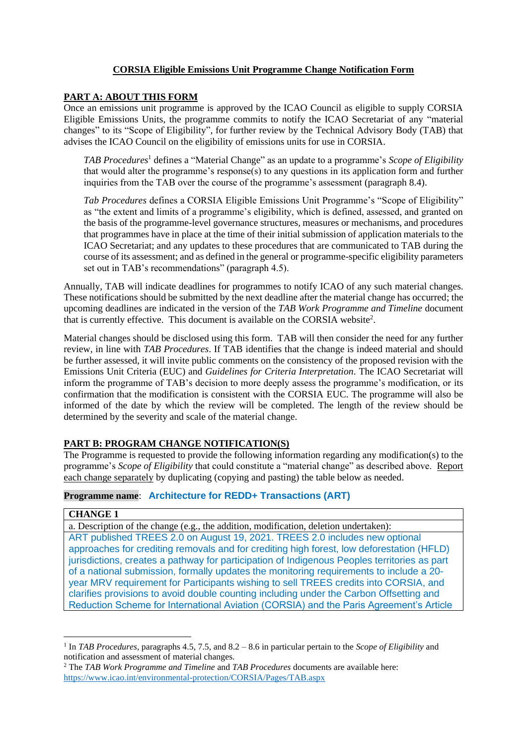**CORSIA Eligible Emissions Unit Programme Change Notification Form**

**PART A: ABOUT THIS FORM**

Once an emissions unit programme is approved by the ICAO Council as eligible to supply CORSIA Eligible Emissions Units, the programme commits to notify the ICAO Secretariat of any "material changes" to its "Scope of Eligibility", for further review by the Technical Advisory Body (TAB) that advises the ICAO Council on the eligibility of emissions units for use in CORSIA.

> *TAB Procedures*[1] defines a "Material Change" as an update to a programme's *Scope of Eligibility* that would alter the programme's response(s) to any questions in its application form and further inquiries from the TAB over the course of the programme's assessment (paragraph 8.4).
>
> *Tab Procedures* defines a CORSIA Eligible Emissions Unit Programme's "Scope of Eligibility" as "the extent and limits of a programme's eligibility, which is defined, assessed, and granted on the basis of the programme-level governance structures, measures or mechanisms, and procedures that programmes have in place at the time of their initial submission of application materials to the ICAO Secretariat; and any updates to these procedures that are communicated to TAB during the course of its assessment; and as defined in the general or programme-specific eligibility parameters set out in TAB's recommendations" (paragraph 4.5).

Annually, TAB will indicate deadlines for programmes to notify ICAO of any such material changes. These notifications should be submitted by the next deadline after the material change has occurred; the upcoming deadlines are indicated in the version of the *TAB Work Programme and Timeline* document that is currently effective. This document is available on the CORSIA website[2].

Material changes should be disclosed using this form. TAB will then consider the need for any further review, in line with *TAB Procedures*. If TAB identifies that the change is indeed material and should be further assessed, it will invite public comments on the consistency of the proposed revision with the Emissions Unit Criteria (EUC) and *Guidelines for Criteria Interpretation*. The ICAO Secretariat will inform the programme of TAB's decision to more deeply assess the programme's modification, or its confirmation that the modification is consistent with the CORSIA EUC. The programme will also be informed of the date by which the review will be completed. The length of the review should be determined by the severity and scale of the material change.

**PART B: PROGRAM CHANGE NOTIFICATION(S)**

The Programme is requested to provide the following information regarding any modification(s) to the programme's *Scope of Eligibility* that could constitute a "material change" as described above. Report each change separately by duplicating (copying and pasting) the table below as needed.

**Programme name**: **Architecture for REDD+ Transactions (ART)**

| **CHANGE 1** |
| --- |
| a. Description of the change (e.g., the addition, modification, deletion undertaken): |
| ART published TREES 2.0 on August 19, 2021. TREES 2.0 includes new optional approaches for crediting removals and for crediting high forest, low deforestation (HFLD) jurisdictions, creates a pathway for participation of Indigenous Peoples territories as part of a national submission, formally updates the monitoring requirements to include a 20-year MRV requirement for Participants wishing to sell TREES credits into CORSIA, and clarifies provisions to avoid double counting including under the Carbon Offsetting and Reduction Scheme for International Aviation (CORSIA) and the Paris Agreement's Article |

[1] In *TAB Procedures*, paragraphs 4.5, 7.5, and 8.2 – 8.6 in particular pertain to the *Scope of Eligibility* and notification and assessment of material changes.

[2] The *TAB Work Programme and Timeline* and *TAB Procedures* documents are available here: https://www.icao.int/environmental-protection/CORSIA/Pages/TAB.aspx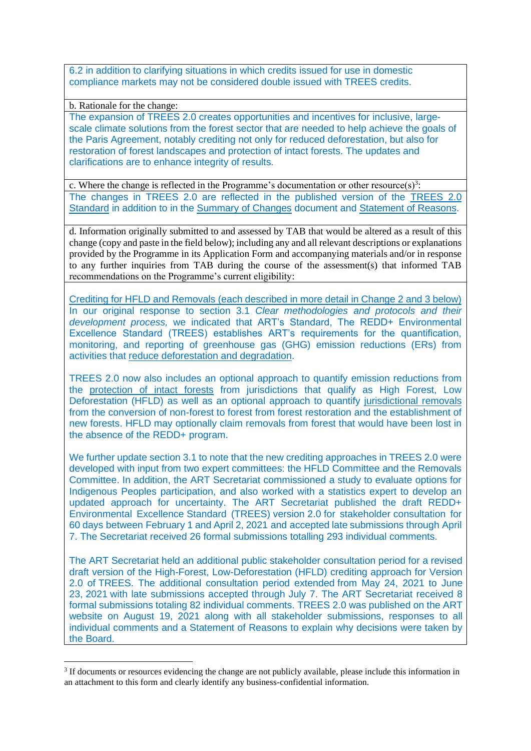6.2 in addition to clarifying situations in which credits issued for use in domestic compliance markets may not be considered double issued with TREES credits.

b. Rationale for the change:

The expansion of TREES 2.0 creates opportunities and incentives for inclusive, large-scale climate solutions from the forest sector that are needed to help achieve the goals of the Paris Agreement, notably crediting not only for reduced deforestation, but also for restoration of forest landscapes and protection of intact forests. The updates and clarifications are to enhance integrity of results.

c. Where the change is reflected in the Programme's documentation or other resource(s)[3]:

The changes in TREES 2.0 are reflected in the published version of the TREES 2.0 Standard in addition to in the Summary of Changes document and Statement of Reasons.

d. Information originally submitted to and assessed by TAB that would be altered as a result of this change (copy and paste in the field below); including any and all relevant descriptions or explanations provided by the Programme in its Application Form and accompanying materials and/or in response to any further inquiries from TAB during the course of the assessment(s) that informed TAB recommendations on the Programme's current eligibility:

Crediting for HFLD and Removals (each described in more detail in Change 2 and 3 below)
In our original response to section 3.1 *Clear methodologies and protocols and their development process,* we indicated that ART's Standard, The REDD+ Environmental Excellence Standard (TREES) establishes ART's requirements for the quantification, monitoring, and reporting of greenhouse gas (GHG) emission reductions (ERs) from activities that reduce deforestation and degradation.

TREES 2.0 now also includes an optional approach to quantify emission reductions from the protection of intact forests from jurisdictions that qualify as High Forest, Low Deforestation (HFLD) as well as an optional approach to quantify jurisdictional removals from the conversion of non-forest to forest from forest restoration and the establishment of new forests. HFLD may optionally claim removals from forest that would have been lost in the absence of the REDD+ program.

We further update section 3.1 to note that the new crediting approaches in TREES 2.0 were developed with input from two expert committees: the HFLD Committee and the Removals Committee. In addition, the ART Secretariat commissioned a study to evaluate options for Indigenous Peoples participation, and also worked with a statistics expert to develop an updated approach for uncertainty. The ART Secretariat published the draft REDD+ Environmental Excellence Standard (TREES) version 2.0 for stakeholder consultation for 60 days between February 1 and April 2, 2021 and accepted late submissions through April 7. The Secretariat received 26 formal submissions totalling 293 individual comments.

The ART Secretariat held an additional public stakeholder consultation period for a revised draft version of the High-Forest, Low-Deforestation (HFLD) crediting approach for Version 2.0 of TREES. The additional consultation period extended from May 24, 2021 to June 23, 2021 with late submissions accepted through July 7. The ART Secretariat received 8 formal submissions totaling 82 individual comments. TREES 2.0 was published on the ART website on August 19, 2021 along with all stakeholder submissions, responses to all individual comments and a Statement of Reasons to explain why decisions were taken by the Board.

[3] If documents or resources evidencing the change are not publicly available, please include this information in an attachment to this form and clearly identify any business-confidential information.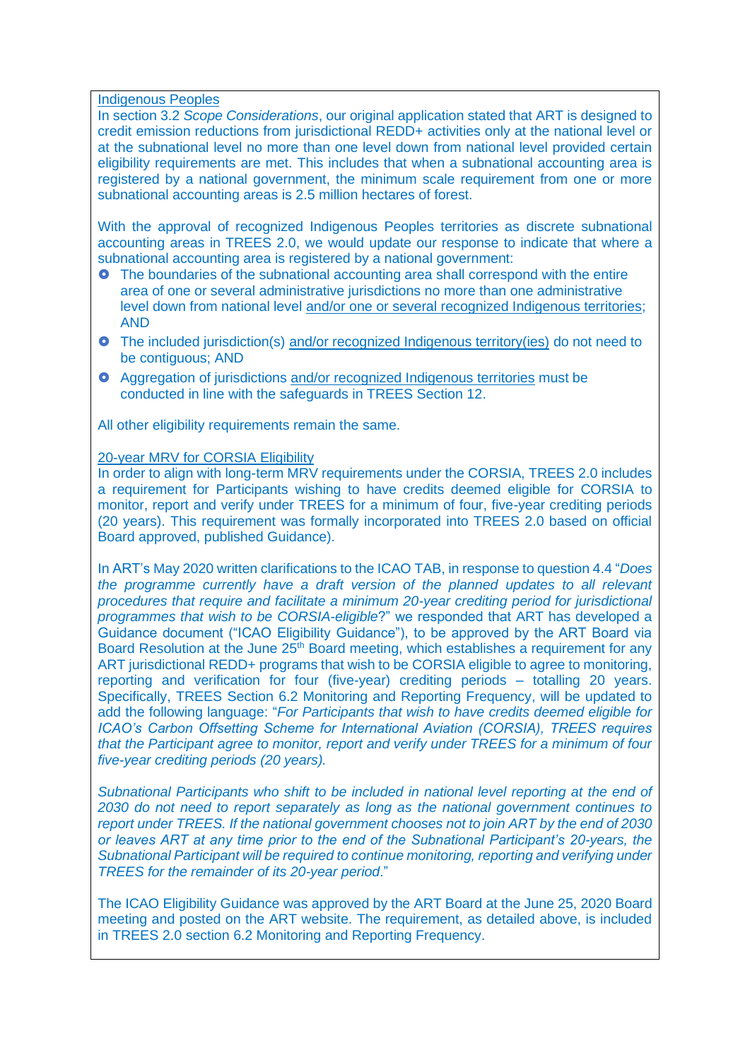Indigenous Peoples

In section 3.2 *Scope Considerations*, our original application stated that ART is designed to credit emission reductions from jurisdictional REDD+ activities only at the national level or at the subnational level no more than one level down from national level provided certain eligibility requirements are met. This includes that when a subnational accounting area is registered by a national government, the minimum scale requirement from one or more subnational accounting areas is 2.5 million hectares of forest.

With the approval of recognized Indigenous Peoples territories as discrete subnational accounting areas in TREES 2.0, we would update our response to indicate that where a subnational accounting area is registered by a national government:

- The boundaries of the subnational accounting area shall correspond with the entire area of one or several administrative jurisdictions no more than one administrative level down from national level and/or one or several recognized Indigenous territories; AND
- The included jurisdiction(s) and/or recognized Indigenous territory(ies) do not need to be contiguous; AND
- Aggregation of jurisdictions and/or recognized Indigenous territories must be conducted in line with the safeguards in TREES Section 12.

All other eligibility requirements remain the same.

20-year MRV for CORSIA Eligibility

In order to align with long-term MRV requirements under the CORSIA, TREES 2.0 includes a requirement for Participants wishing to have credits deemed eligible for CORSIA to monitor, report and verify under TREES for a minimum of four, five-year crediting periods (20 years). This requirement was formally incorporated into TREES 2.0 based on official Board approved, published Guidance).

In ART's May 2020 written clarifications to the ICAO TAB, in response to question 4.4 "*Does the programme currently have a draft version of the planned updates to all relevant procedures that require and facilitate a minimum 20-year crediting period for jurisdictional programmes that wish to be CORSIA-eligible*?" we responded that ART has developed a Guidance document ("ICAO Eligibility Guidance"), to be approved by the ART Board via Board Resolution at the June 25th Board meeting, which establishes a requirement for any ART jurisdictional REDD+ programs that wish to be CORSIA eligible to agree to monitoring, reporting and verification for four (five-year) crediting periods – totalling 20 years. Specifically, TREES Section 6.2 Monitoring and Reporting Frequency, will be updated to add the following language: "*For Participants that wish to have credits deemed eligible for ICAO's Carbon Offsetting Scheme for International Aviation (CORSIA), TREES requires that the Participant agree to monitor, report and verify under TREES for a minimum of four five-year crediting periods (20 years).*

*Subnational Participants who shift to be included in national level reporting at the end of 2030 do not need to report separately as long as the national government continues to report under TREES. If the national government chooses not to join ART by the end of 2030 or leaves ART at any time prior to the end of the Subnational Participant's 20-years, the Subnational Participant will be required to continue monitoring, reporting and verifying under TREES for the remainder of its 20-year period*."

The ICAO Eligibility Guidance was approved by the ART Board at the June 25, 2020 Board meeting and posted on the ART website. The requirement, as detailed above, is included in TREES 2.0 section 6.2 Monitoring and Reporting Frequency.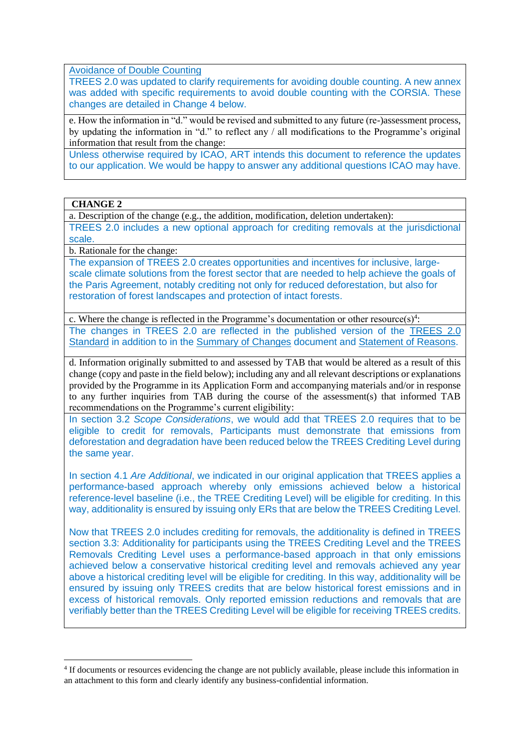| |
|---|
| Avoidance of Double Counting<br>TREES 2.0 was updated to clarify requirements for avoiding double counting. A new annex was added with specific requirements to avoid double counting with the CORSIA. These changes are detailed in Change 4 below. |
| e. How the information in "d." would be revised and submitted to any future (re-)assessment process, by updating the information in "d." to reflect any / all modifications to the Programme's original information that result from the change: |
| Unless otherwise required by ICAO, ART intends this document to reference the updates to our application. We would be happy to answer any additional questions ICAO may have. |

| **CHANGE 2** |
|---|
| a. Description of the change (e.g., the addition, modification, deletion undertaken): |
| TREES 2.0 includes a new optional approach for crediting removals at the jurisdictional scale. |
| b. Rationale for the change: |
| The expansion of TREES 2.0 creates opportunities and incentives for inclusive, large-scale climate solutions from the forest sector that are needed to help achieve the goals of the Paris Agreement, notably crediting not only for reduced deforestation, but also for restoration of forest landscapes and protection of intact forests. |
| c. Where the change is reflected in the Programme's documentation or other resource(s)[4]: |
| The changes in TREES 2.0 are reflected in the published version of the TREES 2.0 Standard in addition to in the Summary of Changes document and Statement of Reasons. |
| d. Information originally submitted to and assessed by TAB that would be altered as a result of this change (copy and paste in the field below); including any and all relevant descriptions or explanations provided by the Programme in its Application Form and accompanying materials and/or in response to any further inquiries from TAB during the course of the assessment(s) that informed TAB recommendations on the Programme's current eligibility: |
| In section 3.2 *Scope Considerations*, we would add that TREES 2.0 requires that to be eligible to credit for removals, Participants must demonstrate that emissions from deforestation and degradation have been reduced below the TREES Crediting Level during the same year.<br><br>In section 4.1 *Are Additional*, we indicated in our original application that TREES applies a performance-based approach whereby only emissions achieved below a historical reference-level baseline (i.e., the TREE Crediting Level) will be eligible for crediting. In this way, additionality is ensured by issuing only ERs that are below the TREES Crediting Level.<br><br>Now that TREES 2.0 includes crediting for removals, the additionality is defined in TREES section 3.3: Additionality for participants using the TREES Crediting Level and the TREES Removals Crediting Level uses a performance-based approach in that only emissions achieved below a conservative historical crediting level and removals achieved any year above a historical crediting level will be eligible for crediting. In this way, additionality will be ensured by issuing only TREES credits that are below historical forest emissions and in excess of historical removals. Only reported emission reductions and removals that are verifiably better than the TREES Crediting Level will be eligible for receiving TREES credits. |

[4] If documents or resources evidencing the change are not publicly available, please include this information in an attachment to this form and clearly identify any business-confidential information.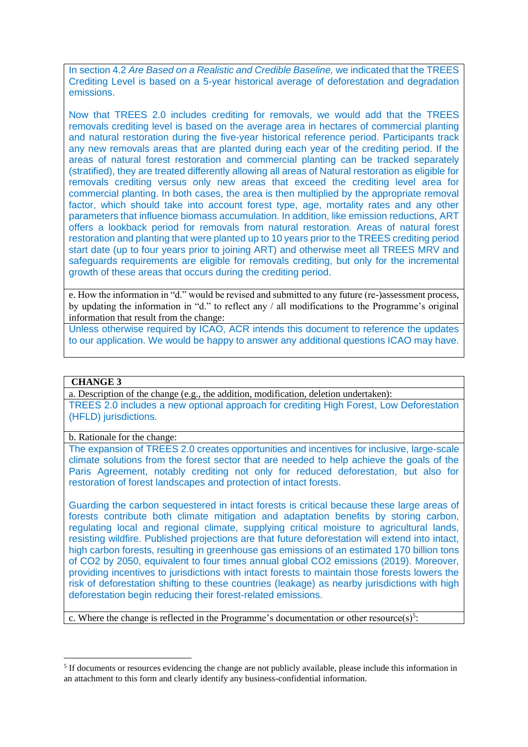In section 4.2 *Are Based on a Realistic and Credible Baseline,* we indicated that the TREES Crediting Level is based on a 5-year historical average of deforestation and degradation emissions.

Now that TREES 2.0 includes crediting for removals, we would add that the TREES removals crediting level is based on the average area in hectares of commercial planting and natural restoration during the five-year historical reference period. Participants track any new removals areas that are planted during each year of the crediting period. If the areas of natural forest restoration and commercial planting can be tracked separately (stratified), they are treated differently allowing all areas of Natural restoration as eligible for removals crediting versus only new areas that exceed the crediting level area for commercial planting. In both cases, the area is then multiplied by the appropriate removal factor, which should take into account forest type, age, mortality rates and any other parameters that influence biomass accumulation. In addition, like emission reductions, ART offers a lookback period for removals from natural restoration. Areas of natural forest restoration and planting that were planted up to 10 years prior to the TREES crediting period start date (up to four years prior to joining ART) and otherwise meet all TREES MRV and safeguards requirements are eligible for removals crediting, but only for the incremental growth of these areas that occurs during the crediting period.

e. How the information in "d." would be revised and submitted to any future (re-)assessment process, by updating the information in "d." to reflect any / all modifications to the Programme's original information that result from the change:

Unless otherwise required by ICAO, ACR intends this document to reference the updates to our application. We would be happy to answer any additional questions ICAO may have.

**CHANGE 3**

a. Description of the change (e.g., the addition, modification, deletion undertaken):

TREES 2.0 includes a new optional approach for crediting High Forest, Low Deforestation (HFLD) jurisdictions.

b. Rationale for the change:

The expansion of TREES 2.0 creates opportunities and incentives for inclusive, large-scale climate solutions from the forest sector that are needed to help achieve the goals of the Paris Agreement, notably crediting not only for reduced deforestation, but also for restoration of forest landscapes and protection of intact forests.

Guarding the carbon sequestered in intact forests is critical because these large areas of forests contribute both climate mitigation and adaptation benefits by storing carbon, regulating local and regional climate, supplying critical moisture to agricultural lands, resisting wildfire. Published projections are that future deforestation will extend into intact, high carbon forests, resulting in greenhouse gas emissions of an estimated 170 billion tons of $CO_2$ by 2050, equivalent to four times annual global $CO_2$ emissions (2019). Moreover, providing incentives to jurisdictions with intact forests to maintain those forests lowers the risk of deforestation shifting to these countries (leakage) as nearby jurisdictions with high deforestation begin reducing their forest-related emissions.

c. Where the change is reflected in the Programme's documentation or other resource(s)[5]:

[5] If documents or resources evidencing the change are not publicly available, please include this information in an attachment to this form and clearly identify any business-confidential information.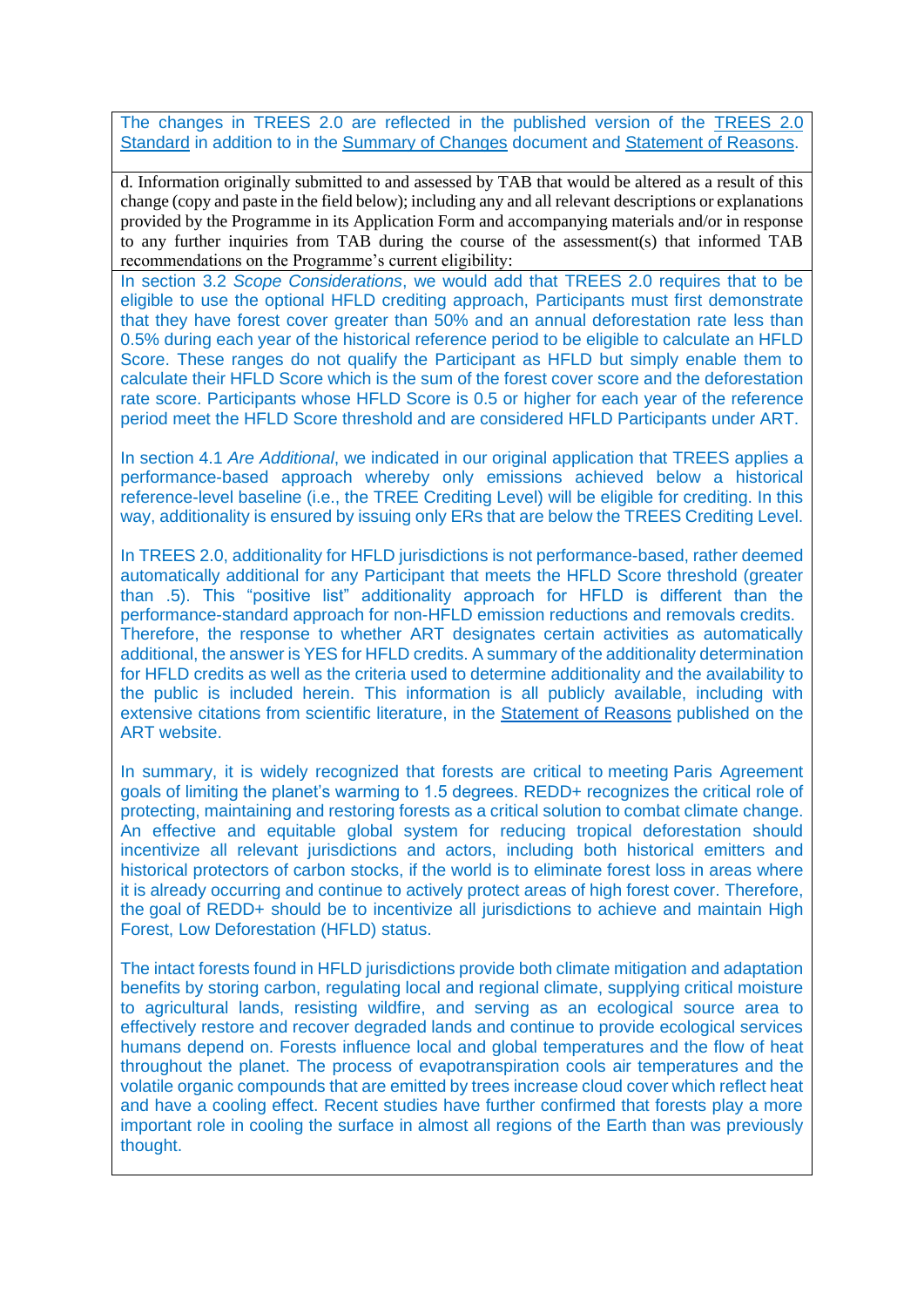The changes in TREES 2.0 are reflected in the published version of the TREES 2.0 Standard in addition to in the Summary of Changes document and Statement of Reasons.

d. Information originally submitted to and assessed by TAB that would be altered as a result of this change (copy and paste in the field below); including any and all relevant descriptions or explanations provided by the Programme in its Application Form and accompanying materials and/or in response to any further inquiries from TAB during the course of the assessment(s) that informed TAB recommendations on the Programme's current eligibility:

In section 3.2 *Scope Considerations*, we would add that TREES 2.0 requires that to be eligible to use the optional HFLD crediting approach, Participants must first demonstrate that they have forest cover greater than 50% and an annual deforestation rate less than 0.5% during each year of the historical reference period to be eligible to calculate an HFLD Score. These ranges do not qualify the Participant as HFLD but simply enable them to calculate their HFLD Score which is the sum of the forest cover score and the deforestation rate score. Participants whose HFLD Score is 0.5 or higher for each year of the reference period meet the HFLD Score threshold and are considered HFLD Participants under ART.

In section 4.1 *Are Additional*, we indicated in our original application that TREES applies a performance-based approach whereby only emissions achieved below a historical reference-level baseline (i.e., the TREE Crediting Level) will be eligible for crediting. In this way, additionality is ensured by issuing only ERs that are below the TREES Crediting Level.

In TREES 2.0, additionality for HFLD jurisdictions is not performance-based, rather deemed automatically additional for any Participant that meets the HFLD Score threshold (greater than .5). This "positive list" additionality approach for HFLD is different than the performance-standard approach for non-HFLD emission reductions and removals credits. Therefore, the response to whether ART designates certain activities as automatically additional, the answer is YES for HFLD credits. A summary of the additionality determination for HFLD credits as well as the criteria used to determine additionality and the availability to the public is included herein. This information is all publicly available, including with extensive citations from scientific literature, in the Statement of Reasons published on the ART website.

In summary, it is widely recognized that forests are critical to meeting Paris Agreement goals of limiting the planet's warming to 1.5 degrees. REDD+ recognizes the critical role of protecting, maintaining and restoring forests as a critical solution to combat climate change. An effective and equitable global system for reducing tropical deforestation should incentivize all relevant jurisdictions and actors, including both historical emitters and historical protectors of carbon stocks, if the world is to eliminate forest loss in areas where it is already occurring and continue to actively protect areas of high forest cover. Therefore, the goal of REDD+ should be to incentivize all jurisdictions to achieve and maintain High Forest, Low Deforestation (HFLD) status.

The intact forests found in HFLD jurisdictions provide both climate mitigation and adaptation benefits by storing carbon, regulating local and regional climate, supplying critical moisture to agricultural lands, resisting wildfire, and serving as an ecological source area to effectively restore and recover degraded lands and continue to provide ecological services humans depend on. Forests influence local and global temperatures and the flow of heat throughout the planet. The process of evapotranspiration cools air temperatures and the volatile organic compounds that are emitted by trees increase cloud cover which reflect heat and have a cooling effect. Recent studies have further confirmed that forests play a more important role in cooling the surface in almost all regions of the Earth than was previously thought.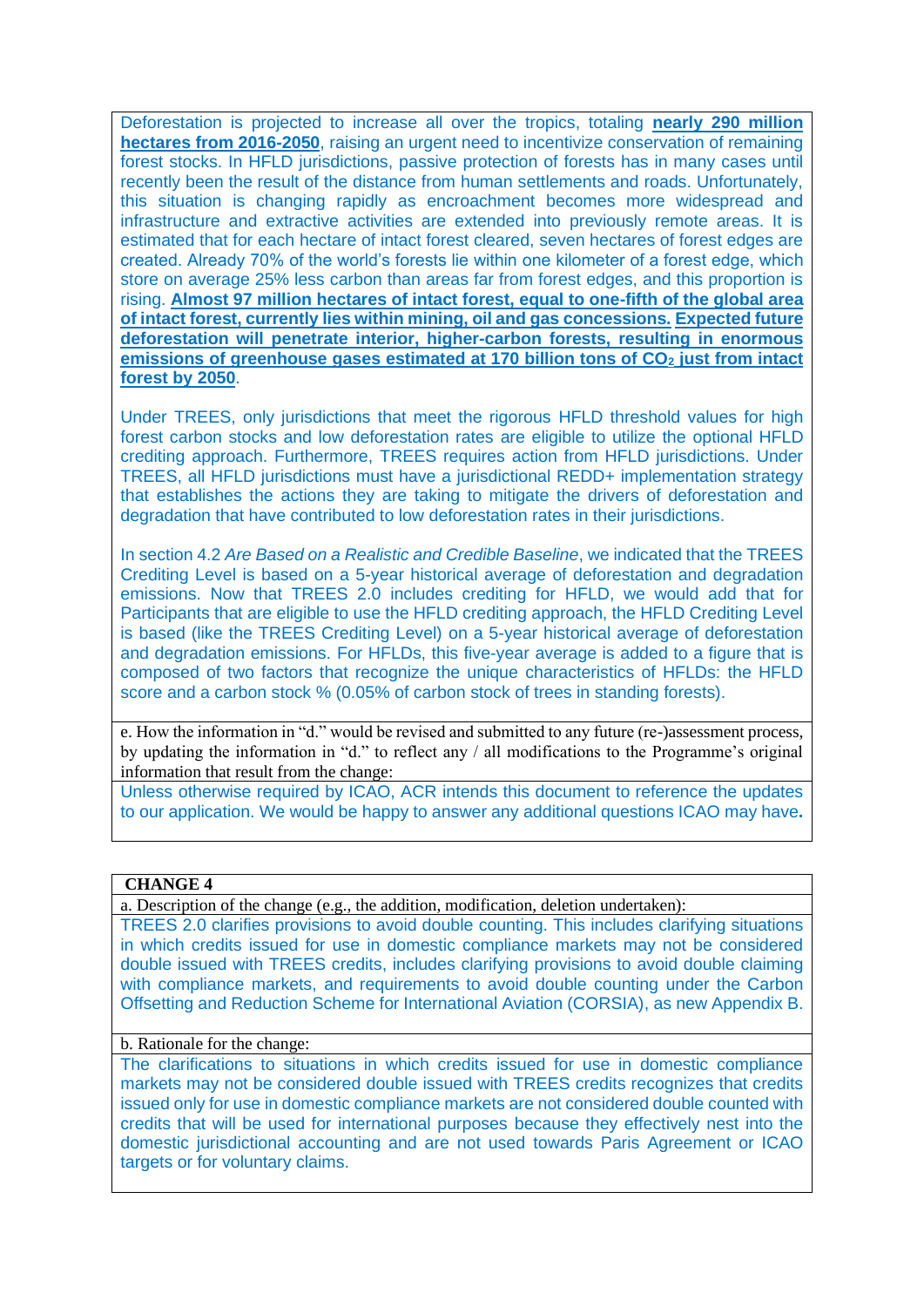Deforestation is projected to increase all over the tropics, totaling **nearly 290 million hectares from 2016-2050**, raising an urgent need to incentivize conservation of remaining forest stocks. In HFLD jurisdictions, passive protection of forests has in many cases until recently been the result of the distance from human settlements and roads. Unfortunately, this situation is changing rapidly as encroachment becomes more widespread and infrastructure and extractive activities are extended into previously remote areas. It is estimated that for each hectare of intact forest cleared, seven hectares of forest edges are created. Already 70% of the world's forests lie within one kilometer of a forest edge, which store on average 25% less carbon than areas far from forest edges, and this proportion is rising. **Almost 97 million hectares of intact forest, equal to one-fifth of the global area of intact forest, currently lies within mining, oil and gas concessions. Expected future deforestation will penetrate interior, higher-carbon forests, resulting in enormous emissions of greenhouse gases estimated at 170 billion tons of $CO_2$ just from intact forest by 2050**.

Under TREES, only jurisdictions that meet the rigorous HFLD threshold values for high forest carbon stocks and low deforestation rates are eligible to utilize the optional HFLD crediting approach. Furthermore, TREES requires action from HFLD jurisdictions. Under TREES, all HFLD jurisdictions must have a jurisdictional REDD+ implementation strategy that establishes the actions they are taking to mitigate the drivers of deforestation and degradation that have contributed to low deforestation rates in their jurisdictions.

In section 4.2 *Are Based on a Realistic and Credible Baseline*, we indicated that the TREES Crediting Level is based on a 5-year historical average of deforestation and degradation emissions. Now that TREES 2.0 includes crediting for HFLD, we would add that for Participants that are eligible to use the HFLD crediting approach, the HFLD Crediting Level is based (like the TREES Crediting Level) on a 5-year historical average of deforestation and degradation emissions. For HFLDs, this five-year average is added to a figure that is composed of two factors that recognize the unique characteristics of HFLDs: the HFLD score and a carbon stock % (0.05% of carbon stock of trees in standing forests).

e. How the information in "d." would be revised and submitted to any future (re-)assessment process, by updating the information in "d." to reflect any / all modifications to the Programme's original information that result from the change:

Unless otherwise required by ICAO, ACR intends this document to reference the updates to our application. We would be happy to answer any additional questions ICAO may have**.**

**CHANGE 4**

a. Description of the change (e.g., the addition, modification, deletion undertaken):

TREES 2.0 clarifies provisions to avoid double counting. This includes clarifying situations in which credits issued for use in domestic compliance markets may not be considered double issued with TREES credits, includes clarifying provisions to avoid double claiming with compliance markets, and requirements to avoid double counting under the Carbon Offsetting and Reduction Scheme for International Aviation (CORSIA), as new Appendix B.

b. Rationale for the change:

The clarifications to situations in which credits issued for use in domestic compliance markets may not be considered double issued with TREES credits recognizes that credits issued only for use in domestic compliance markets are not considered double counted with credits that will be used for international purposes because they effectively nest into the domestic jurisdictional accounting and are not used towards Paris Agreement or ICAO targets or for voluntary claims.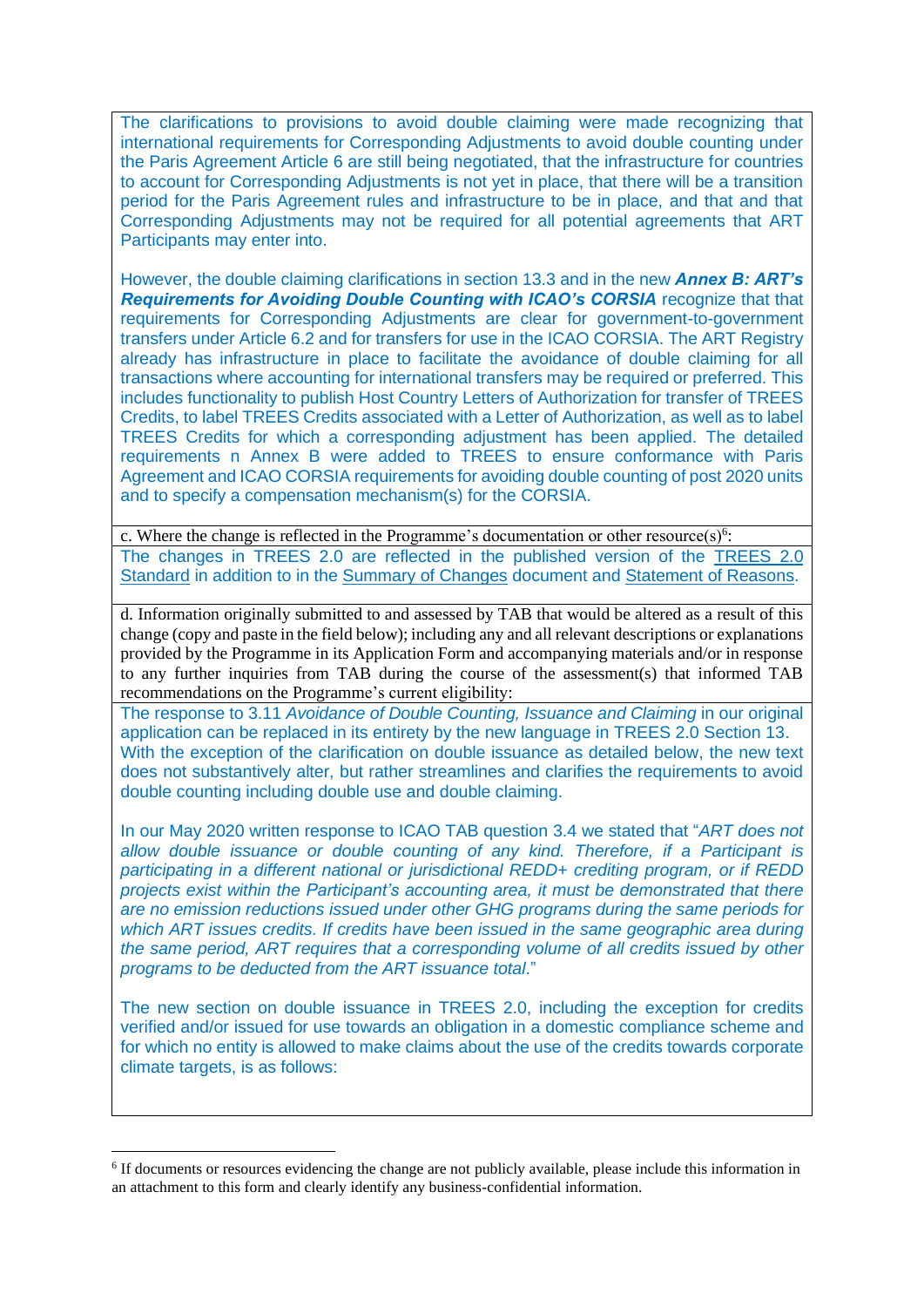The clarifications to provisions to avoid double claiming were made recognizing that international requirements for Corresponding Adjustments to avoid double counting under the Paris Agreement Article 6 are still being negotiated, that the infrastructure for countries to account for Corresponding Adjustments is not yet in place, that there will be a transition period for the Paris Agreement rules and infrastructure to be in place, and that and that Corresponding Adjustments may not be required for all potential agreements that ART Participants may enter into.

However, the double claiming clarifications in section 13.3 and in the new ***Annex B: ART's Requirements for Avoiding Double Counting with ICAO's CORSIA*** recognize that that requirements for Corresponding Adjustments are clear for government-to-government transfers under Article 6.2 and for transfers for use in the ICAO CORSIA. The ART Registry already has infrastructure in place to facilitate the avoidance of double claiming for all transactions where accounting for international transfers may be required or preferred. This includes functionality to publish Host Country Letters of Authorization for transfer of TREES Credits, to label TREES Credits associated with a Letter of Authorization, as well as to label TREES Credits for which a corresponding adjustment has been applied. The detailed requirements n Annex B were added to TREES to ensure conformance with Paris Agreement and ICAO CORSIA requirements for avoiding double counting of post 2020 units and to specify a compensation mechanism(s) for the CORSIA.

c. Where the change is reflected in the Programme's documentation or other resource(s)[6]:

The changes in TREES 2.0 are reflected in the published version of the TREES 2.0 Standard in addition to in the Summary of Changes document and Statement of Reasons.

d. Information originally submitted to and assessed by TAB that would be altered as a result of this change (copy and paste in the field below); including any and all relevant descriptions or explanations provided by the Programme in its Application Form and accompanying materials and/or in response to any further inquiries from TAB during the course of the assessment(s) that informed TAB recommendations on the Programme's current eligibility:

The response to 3.11 *Avoidance of Double Counting, Issuance and Claiming* in our original application can be replaced in its entirety by the new language in TREES 2.0 Section 13. With the exception of the clarification on double issuance as detailed below, the new text does not substantively alter, but rather streamlines and clarifies the requirements to avoid double counting including double use and double claiming.

In our May 2020 written response to ICAO TAB question 3.4 we stated that "*ART does not allow double issuance or double counting of any kind. Therefore, if a Participant is participating in a different national or jurisdictional REDD+ crediting program, or if REDD projects exist within the Participant's accounting area, it must be demonstrated that there are no emission reductions issued under other GHG programs during the same periods for which ART issues credits. If credits have been issued in the same geographic area during the same period, ART requires that a corresponding volume of all credits issued by other programs to be deducted from the ART issuance total*."

The new section on double issuance in TREES 2.0, including the exception for credits verified and/or issued for use towards an obligation in a domestic compliance scheme and for which no entity is allowed to make claims about the use of the credits towards corporate climate targets, is as follows:

[6] If documents or resources evidencing the change are not publicly available, please include this information in an attachment to this form and clearly identify any business-confidential information.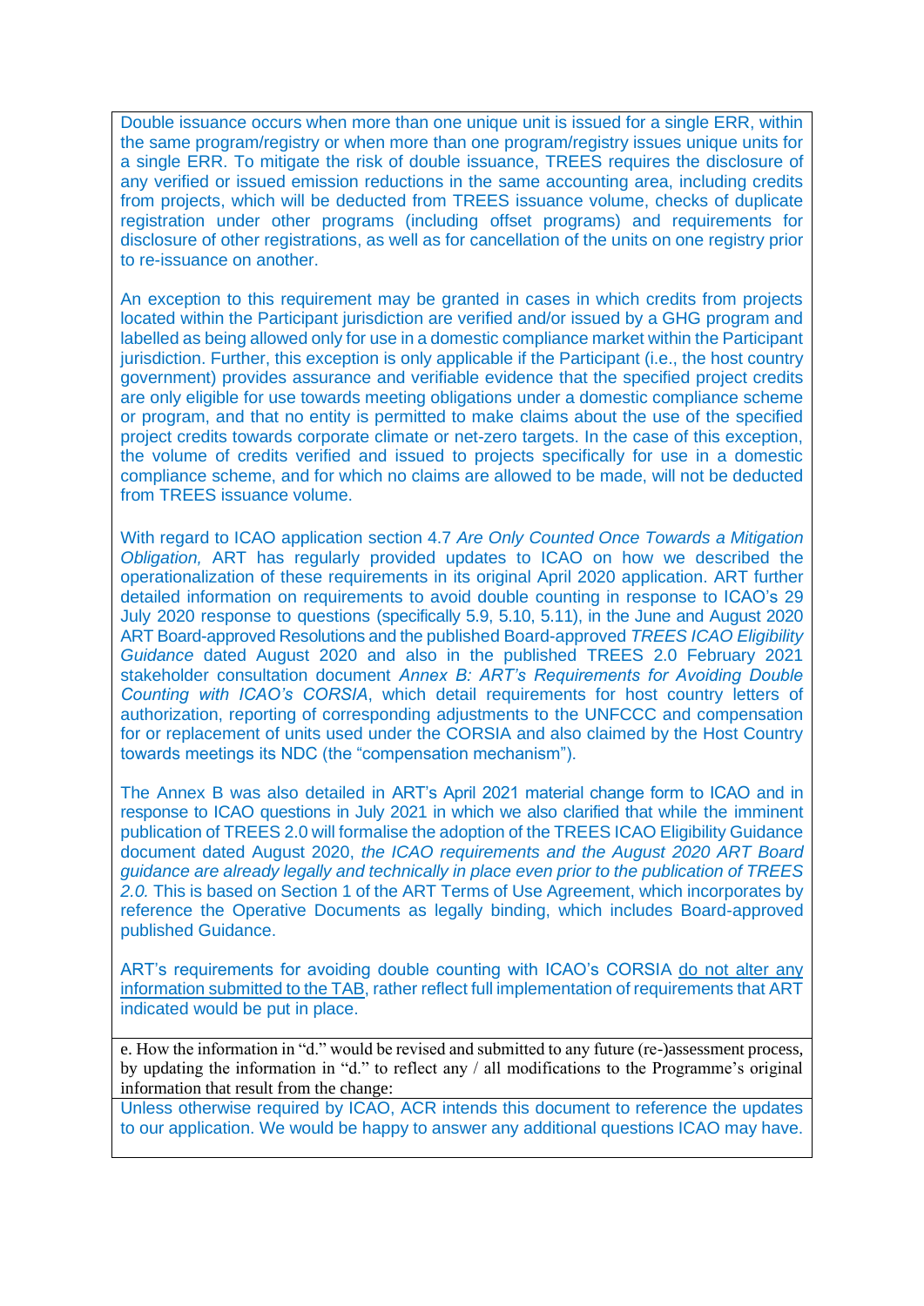Double issuance occurs when more than one unique unit is issued for a single ERR, within the same program/registry or when more than one program/registry issues unique units for a single ERR. To mitigate the risk of double issuance, TREES requires the disclosure of any verified or issued emission reductions in the same accounting area, including credits from projects, which will be deducted from TREES issuance volume, checks of duplicate registration under other programs (including offset programs) and requirements for disclosure of other registrations, as well as for cancellation of the units on one registry prior to re-issuance on another.

An exception to this requirement may be granted in cases in which credits from projects located within the Participant jurisdiction are verified and/or issued by a GHG program and labelled as being allowed only for use in a domestic compliance market within the Participant jurisdiction. Further, this exception is only applicable if the Participant (i.e., the host country government) provides assurance and verifiable evidence that the specified project credits are only eligible for use towards meeting obligations under a domestic compliance scheme or program, and that no entity is permitted to make claims about the use of the specified project credits towards corporate climate or net-zero targets. In the case of this exception, the volume of credits verified and issued to projects specifically for use in a domestic compliance scheme, and for which no claims are allowed to be made, will not be deducted from TREES issuance volume.

With regard to ICAO application section 4.7 *Are Only Counted Once Towards a Mitigation Obligation*, ART has regularly provided updates to ICAO on how we described the operationalization of these requirements in its original April 2020 application. ART further detailed information on requirements to avoid double counting in response to ICAO's 29 July 2020 response to questions (specifically 5.9, 5.10, 5.11), in the June and August 2020 ART Board-approved Resolutions and the published Board-approved *TREES ICAO Eligibility Guidance* dated August 2020 and also in the published TREES 2.0 February 2021 stakeholder consultation document *Annex B: ART's Requirements for Avoiding Double Counting with ICAO's CORSIA*, which detail requirements for host country letters of authorization, reporting of corresponding adjustments to the UNFCCC and compensation for or replacement of units used under the CORSIA and also claimed by the Host Country towards meetings its NDC (the "compensation mechanism").

The Annex B was also detailed in ART's April 2021 material change form to ICAO and in response to ICAO questions in July 2021 in which we also clarified that while the imminent publication of TREES 2.0 will formalise the adoption of the TREES ICAO Eligibility Guidance document dated August 2020, *the ICAO requirements and the August 2020 ART Board guidance are already legally and technically in place even prior to the publication of TREES 2.0.* This is based on Section 1 of the ART Terms of Use Agreement, which incorporates by reference the Operative Documents as legally binding, which includes Board-approved published Guidance.

ART's requirements for avoiding double counting with ICAO's CORSIA do not alter any information submitted to the TAB, rather reflect full implementation of requirements that ART indicated would be put in place.

e. How the information in "d." would be revised and submitted to any future (re-)assessment process, by updating the information in "d." to reflect any / all modifications to the Programme's original information that result from the change:

Unless otherwise required by ICAO, ACR intends this document to reference the updates to our application. We would be happy to answer any additional questions ICAO may have.